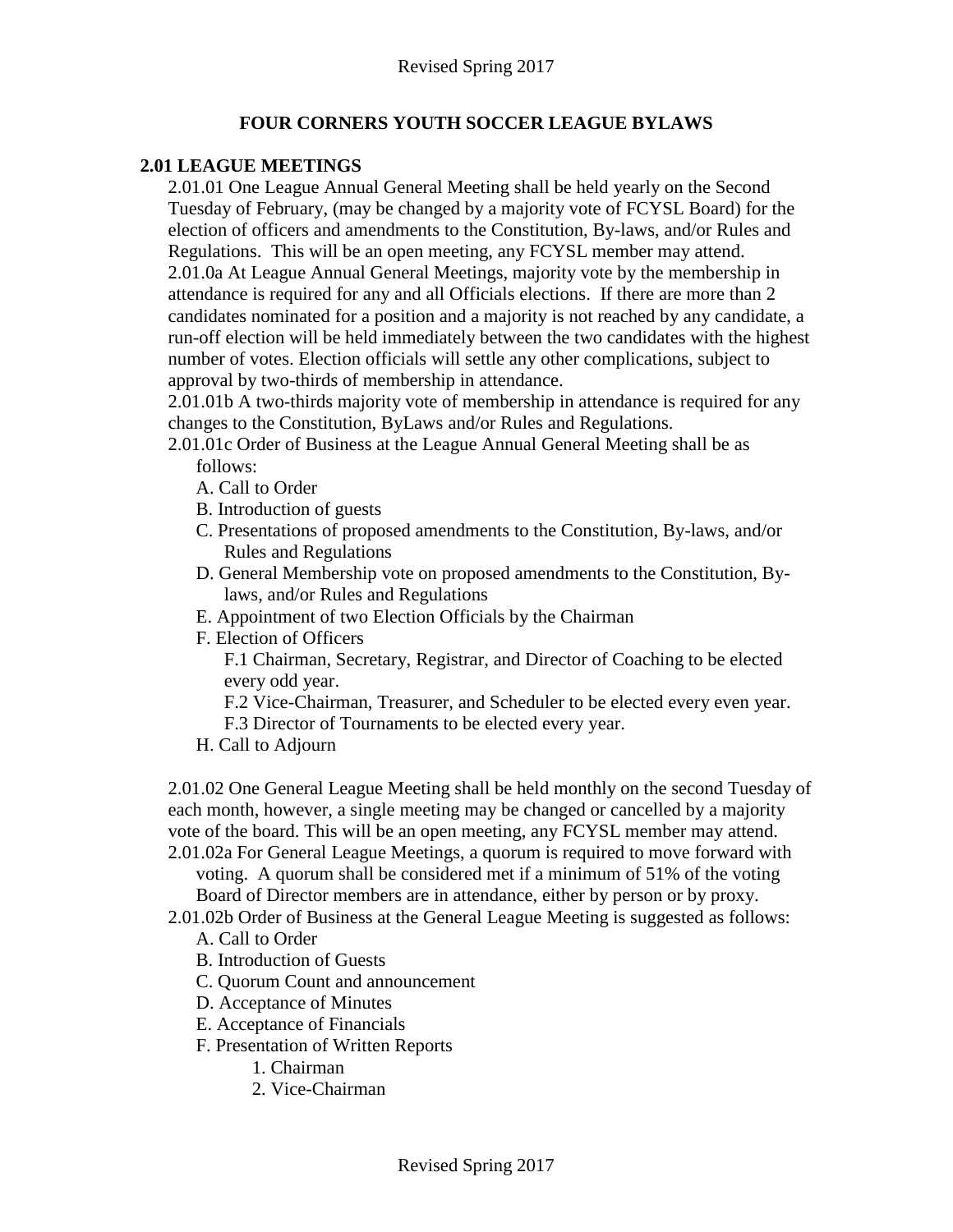# FOUR CORNERS YOUTH SOCCER LEAGUE BYLAWS

## 2.01 LEAGUE MEETINGS

2.01.01 One League Annual General Meeting shall be held yearly on the Second Tuesday of February, (may be changed by a majority vote of FCYSL Board) for the election of officers and amendments to the Constitution, By-laws, and/or Rules and Regulations. This will be an open meeting, any FCYSL member may attend.

2.01.0a At League Annual General Meetings, majority vote by the membership in attendance is required for any and all Officials elections. If there are more than 2 candidates nominated for a position and a majority is not reached by any candidate, a run-off election will be held immediately between the two candidates with the highest number of votes. Election officials will settle any other complications, subject to approval by two-thirds of membership in attendance.

2.01.01b A two-thirds majority vote of membership in attendance is required for any changes to the Constitution, ByLaws and/or Rules and Regulations.

2.01.01c Order of Business at the League Annual General Meeting shall be as follows:

- A. Call to Order
- B. Introduction of guests
- C. Presentations of proposed amendments to the Constitution, By-laws, and/or Rules and Regulations
- D. General Membership vote on proposed amendments to the Constitution, By-laws, and/or Rules and Regulations
- E. Appointment of two Election Officials by the Chairman
- F. Election of Officers
  - F.1 Chairman, Secretary, Registrar, and Director of Coaching to be elected every odd year.
  - F.2 Vice-Chairman, Treasurer, and Scheduler to be elected every even year.
  - F.3 Director of Tournaments to be elected every year.
- H. Call to Adjourn

2.01.02 One General League Meeting shall be held monthly on the second Tuesday of each month, however, a single meeting may be changed or cancelled by a majority vote of the board. This will be an open meeting, any FCYSL member may attend.

2.01.02a For General League Meetings, a quorum is required to move forward with voting. A quorum shall be considered met if a minimum of 51% of the voting Board of Director members are in attendance, either by person or by proxy.

2.01.02b Order of Business at the General League Meeting is suggested as follows:

- A. Call to Order
- B. Introduction of Guests
- C. Quorum Count and announcement
- D. Acceptance of Minutes
- E. Acceptance of Financials
- F. Presentation of Written Reports
  1. Chairman
  2. Vice-Chairman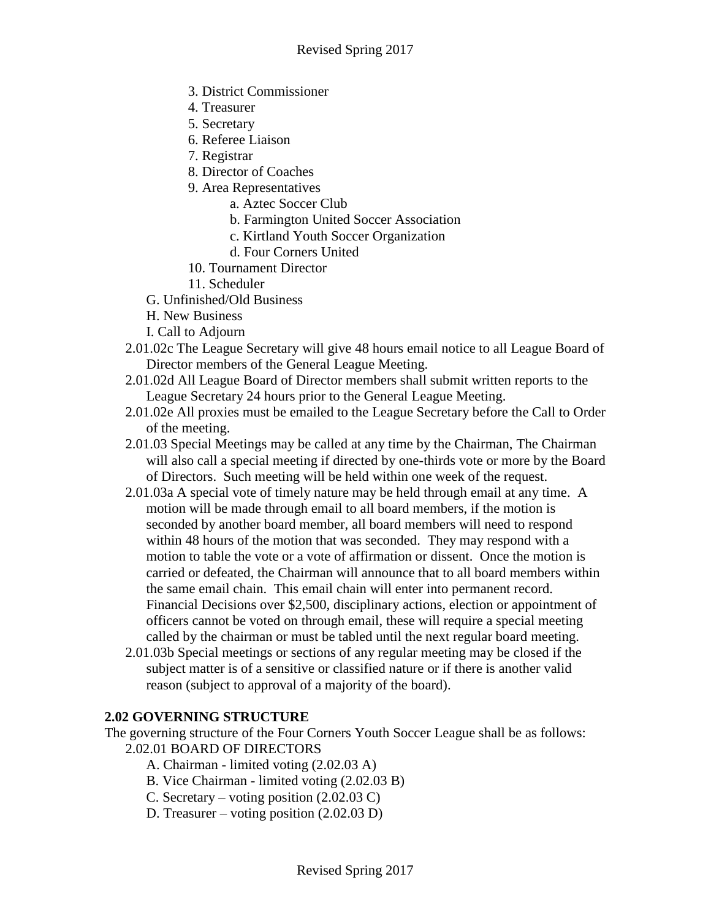3. District Commissioner
4. Treasurer
5. Secretary
6. Referee Liaison
7. Registrar
8. Director of Coaches
9. Area Representatives
    a. Aztec Soccer Club
    b. Farmington United Soccer Association
    c. Kirtland Youth Soccer Organization
    d. Four Corners United
10. Tournament Director
11. Scheduler

G. Unfinished/Old Business

H. New Business

I. Call to Adjourn

2.01.02c The League Secretary will give 48 hours email notice to all League Board of Director members of the General League Meeting.

2.01.02d All League Board of Director members shall submit written reports to the League Secretary 24 hours prior to the General League Meeting.

2.01.02e All proxies must be emailed to the League Secretary before the Call to Order of the meeting.

2.01.03 Special Meetings may be called at any time by the Chairman, The Chairman will also call a special meeting if directed by one-thirds vote or more by the Board of Directors. Such meeting will be held within one week of the request.

2.01.03a A special vote of timely nature may be held through email at any time. A motion will be made through email to all board members, if the motion is seconded by another board member, all board members will need to respond within 48 hours of the motion that was seconded. They may respond with a motion to table the vote or a vote of affirmation or dissent. Once the motion is carried or defeated, the Chairman will announce that to all board members within the same email chain. This email chain will enter into permanent record. Financial Decisions over $2,500, disciplinary actions, election or appointment of officers cannot be voted on through email, these will require a special meeting called by the chairman or must be tabled until the next regular board meeting.

2.01.03b Special meetings or sections of any regular meeting may be closed if the subject matter is of a sensitive or classified nature or if there is another valid reason (subject to approval of a majority of the board).

**2.02 GOVERNING STRUCTURE**

The governing structure of the Four Corners Youth Soccer League shall be as follows:

2.02.01 BOARD OF DIRECTORS

A. Chairman - limited voting (2.02.03 A)

B. Vice Chairman - limited voting (2.02.03 B)

C. Secretary – voting position (2.02.03 C)

D. Treasurer – voting position (2.02.03 D)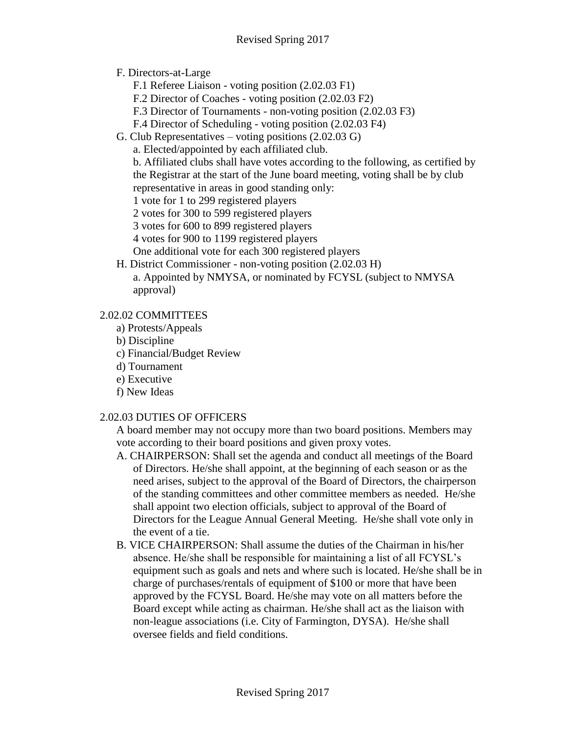F. Directors-at-Large

F.1 Referee Liaison - voting position (2.02.03 F1)

F.2 Director of Coaches - voting position (2.02.03 F2)

F.3 Director of Tournaments - non-voting position (2.02.03 F3)

F.4 Director of Scheduling - voting position (2.02.03 F4)

G. Club Representatives – voting positions (2.02.03 G)

a. Elected/appointed by each affiliated club.

b. Affiliated clubs shall have votes according to the following, as certified by the Registrar at the start of the June board meeting, voting shall be by club representative in areas in good standing only:

1 vote for 1 to 299 registered players

2 votes for 300 to 599 registered players

3 votes for 600 to 899 registered players

4 votes for 900 to 1199 registered players

One additional vote for each 300 registered players

H. District Commissioner - non-voting position (2.02.03 H)

a. Appointed by NMYSA, or nominated by FCYSL (subject to NMYSA approval)

## 2.02.02 COMMITTEES

a) Protests/Appeals

b) Discipline

c) Financial/Budget Review

d) Tournament

e) Executive

f) New Ideas

## 2.02.03 DUTIES OF OFFICERS

A board member may not occupy more than two board positions. Members may vote according to their board positions and given proxy votes.

A. CHAIRPERSON: Shall set the agenda and conduct all meetings of the Board of Directors. He/she shall appoint, at the beginning of each season or as the need arises, subject to the approval of the Board of Directors, the chairperson of the standing committees and other committee members as needed. He/she shall appoint two election officials, subject to approval of the Board of Directors for the League Annual General Meeting. He/she shall vote only in the event of a tie.

B. VICE CHAIRPERSON: Shall assume the duties of the Chairman in his/her absence. He/she shall be responsible for maintaining a list of all FCYSL's equipment such as goals and nets and where such is located. He/she shall be in charge of purchases/rentals of equipment of $100 or more that have been approved by the FCYSL Board. He/she may vote on all matters before the Board except while acting as chairman. He/she shall act as the liaison with non-league associations (i.e. City of Farmington, DYSA). He/she shall oversee fields and field conditions.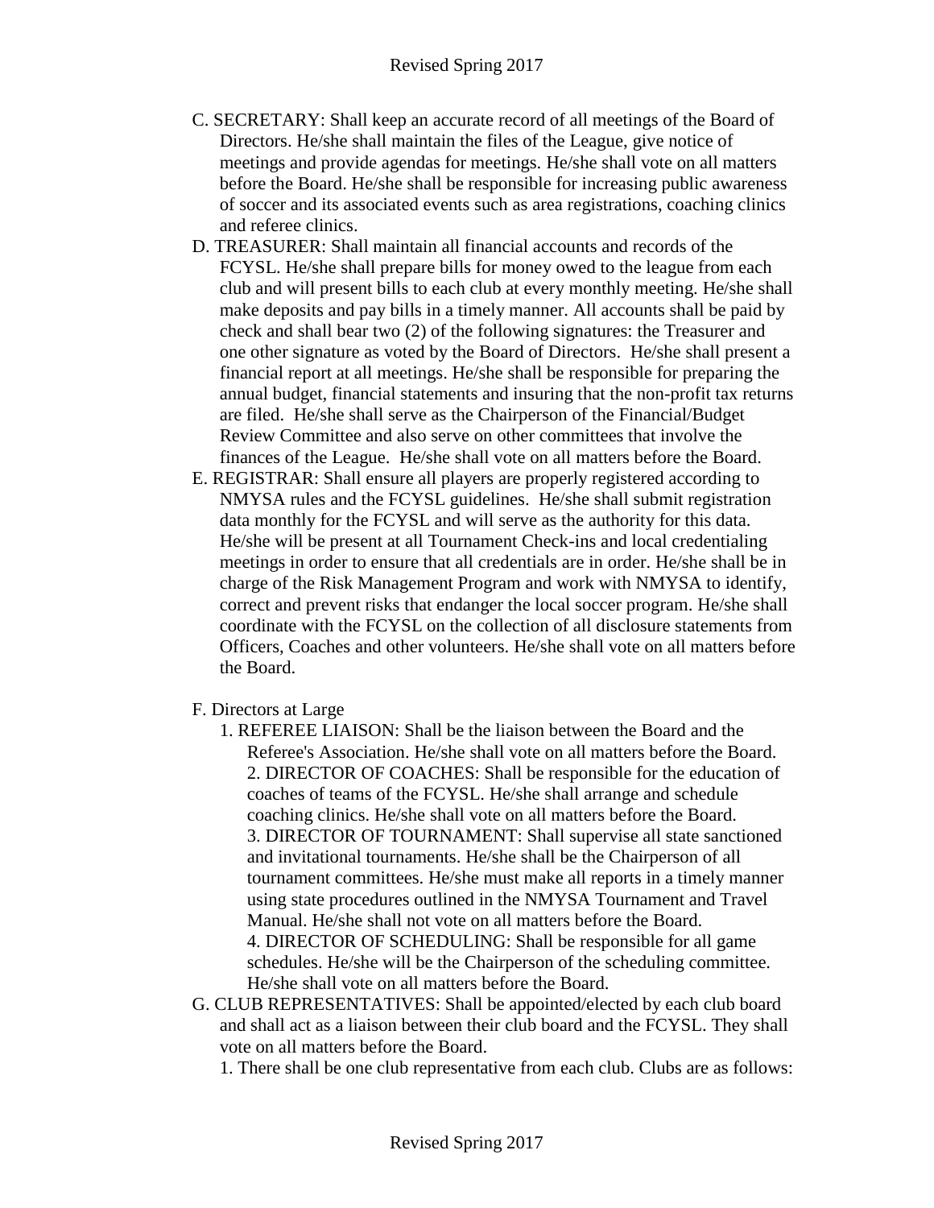C. SECRETARY: Shall keep an accurate record of all meetings of the Board of Directors. He/she shall maintain the files of the League, give notice of meetings and provide agendas for meetings. He/she shall vote on all matters before the Board. He/she shall be responsible for increasing public awareness of soccer and its associated events such as area registrations, coaching clinics and referee clinics.

D. TREASURER: Shall maintain all financial accounts and records of the FCYSL. He/she shall prepare bills for money owed to the league from each club and will present bills to each club at every monthly meeting. He/she shall make deposits and pay bills in a timely manner. All accounts shall be paid by check and shall bear two (2) of the following signatures: the Treasurer and one other signature as voted by the Board of Directors. He/she shall present a financial report at all meetings. He/she shall be responsible for preparing the annual budget, financial statements and insuring that the non-profit tax returns are filed. He/she shall serve as the Chairperson of the Financial/Budget Review Committee and also serve on other committees that involve the finances of the League. He/she shall vote on all matters before the Board.

E. REGISTRAR: Shall ensure all players are properly registered according to NMYSA rules and the FCYSL guidelines. He/she shall submit registration data monthly for the FCYSL and will serve as the authority for this data. He/she will be present at all Tournament Check-ins and local credentialing meetings in order to ensure that all credentials are in order. He/she shall be in charge of the Risk Management Program and work with NMYSA to identify, correct and prevent risks that endanger the local soccer program. He/she shall coordinate with the FCYSL on the collection of all disclosure statements from Officers, Coaches and other volunteers. He/she shall vote on all matters before the Board.

F. Directors at Large

1. REFEREE LIAISON: Shall be the liaison between the Board and the Referee's Association. He/she shall vote on all matters before the Board.
2. DIRECTOR OF COACHES: Shall be responsible for the education of coaches of teams of the FCYSL. He/she shall arrange and schedule coaching clinics. He/she shall vote on all matters before the Board.
3. DIRECTOR OF TOURNAMENT: Shall supervise all state sanctioned and invitational tournaments. He/she shall be the Chairperson of all tournament committees. He/she must make all reports in a timely manner using state procedures outlined in the NMYSA Tournament and Travel Manual. He/she shall not vote on all matters before the Board.
4. DIRECTOR OF SCHEDULING: Shall be responsible for all game schedules. He/she will be the Chairperson of the scheduling committee. He/she shall vote on all matters before the Board.

G. CLUB REPRESENTATIVES: Shall be appointed/elected by each club board and shall act as a liaison between their club board and the FCYSL. They shall vote on all matters before the Board.

1. There shall be one club representative from each club. Clubs are as follows: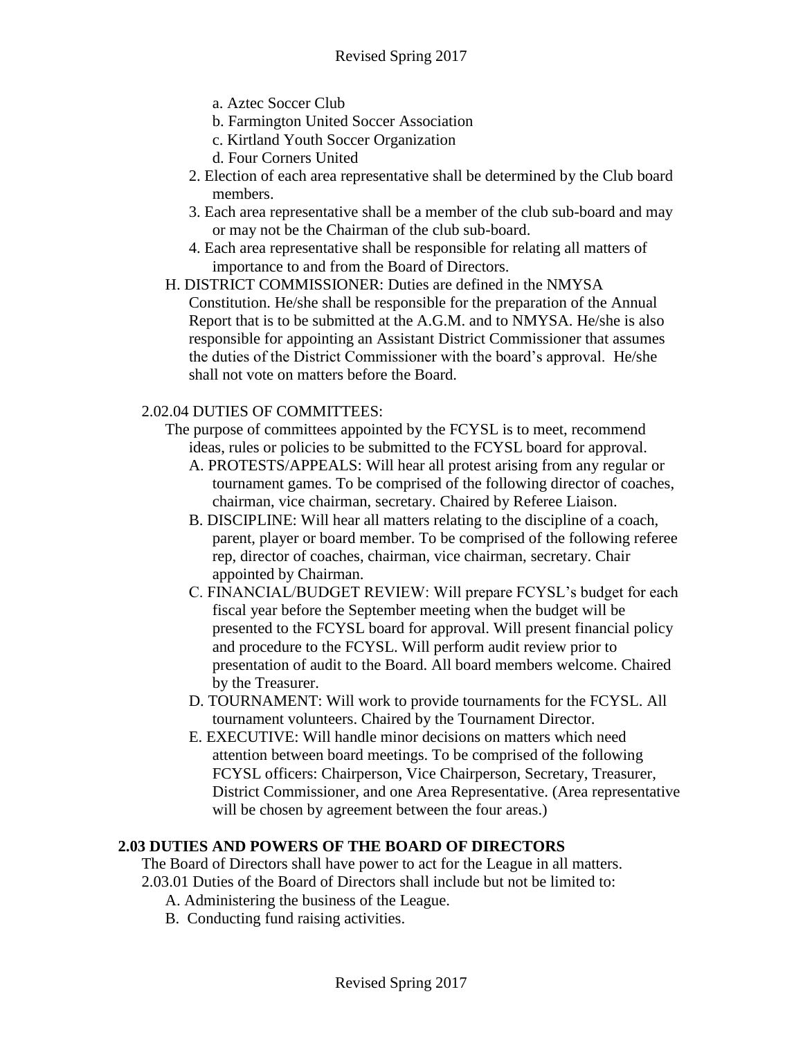a. Aztec Soccer Club
b. Farmington United Soccer Association
c. Kirtland Youth Soccer Organization
d. Four Corners United

2. Election of each area representative shall be determined by the Club board members.
3. Each area representative shall be a member of the club sub-board and may or may not be the Chairman of the club sub-board.
4. Each area representative shall be responsible for relating all matters of importance to and from the Board of Directors.

H. DISTRICT COMMISSIONER: Duties are defined in the NMYSA Constitution. He/she shall be responsible for the preparation of the Annual Report that is to be submitted at the A.G.M. and to NMYSA. He/she is also responsible for appointing an Assistant District Commissioner that assumes the duties of the District Commissioner with the board's approval. He/she shall not vote on matters before the Board.

2.02.04 DUTIES OF COMMITTEES:

The purpose of committees appointed by the FCYSL is to meet, recommend ideas, rules or policies to be submitted to the FCYSL board for approval.

A. PROTESTS/APPEALS: Will hear all protest arising from any regular or tournament games. To be comprised of the following director of coaches, chairman, vice chairman, secretary. Chaired by Referee Liaison.

B. DISCIPLINE: Will hear all matters relating to the discipline of a coach, parent, player or board member. To be comprised of the following referee rep, director of coaches, chairman, vice chairman, secretary. Chair appointed by Chairman.

C. FINANCIAL/BUDGET REVIEW: Will prepare FCYSL's budget for each fiscal year before the September meeting when the budget will be presented to the FCYSL board for approval. Will present financial policy and procedure to the FCYSL. Will perform audit review prior to presentation of audit to the Board. All board members welcome. Chaired by the Treasurer.

D. TOURNAMENT: Will work to provide tournaments for the FCYSL. All tournament volunteers. Chaired by the Tournament Director.

E. EXECUTIVE: Will handle minor decisions on matters which need attention between board meetings. To be comprised of the following FCYSL officers: Chairperson, Vice Chairperson, Secretary, Treasurer, District Commissioner, and one Area Representative. (Area representative will be chosen by agreement between the four areas.)

**2.03 DUTIES AND POWERS OF THE BOARD OF DIRECTORS**

The Board of Directors shall have power to act for the League in all matters.

2.03.01 Duties of the Board of Directors shall include but not be limited to:

A. Administering the business of the League.
B. Conducting fund raising activities.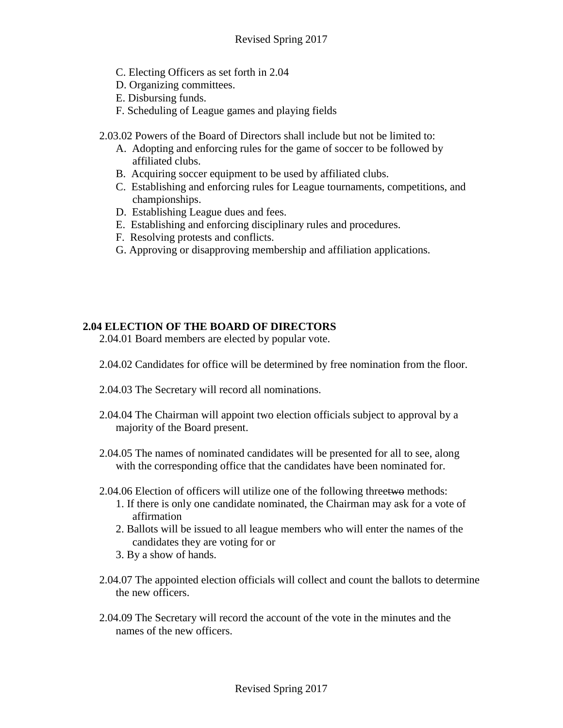C. Electing Officers as set forth in 2.04
D. Organizing committees.
E. Disbursing funds.
F. Scheduling of League games and playing fields

2.03.02 Powers of the Board of Directors shall include but not be limited to:

A. Adopting and enforcing rules for the game of soccer to be followed by affiliated clubs.
B. Acquiring soccer equipment to be used by affiliated clubs.
C. Establishing and enforcing rules for League tournaments, competitions, and championships.
D. Establishing League dues and fees.
E. Establishing and enforcing disciplinary rules and procedures.
F. Resolving protests and conflicts.
G. Approving or disapproving membership and affiliation applications.

**2.04 ELECTION OF THE BOARD OF DIRECTORS**

2.04.01 Board members are elected by popular vote.

2.04.02 Candidates for office will be determined by free nomination from the floor.

2.04.03 The Secretary will record all nominations.

2.04.04 The Chairman will appoint two election officials subject to approval by a majority of the Board present.

2.04.05 The names of nominated candidates will be presented for all to see, along with the corresponding office that the candidates have been nominated for.

2.04.06 Election of officers will utilize one of the following three~~two~~ methods:

1. If there is only one candidate nominated, the Chairman may ask for a vote of affirmation
2. Ballots will be issued to all league members who will enter the names of the candidates they are voting for or
3. By a show of hands.

2.04.07 The appointed election officials will collect and count the ballots to determine the new officers.

2.04.09 The Secretary will record the account of the vote in the minutes and the names of the new officers.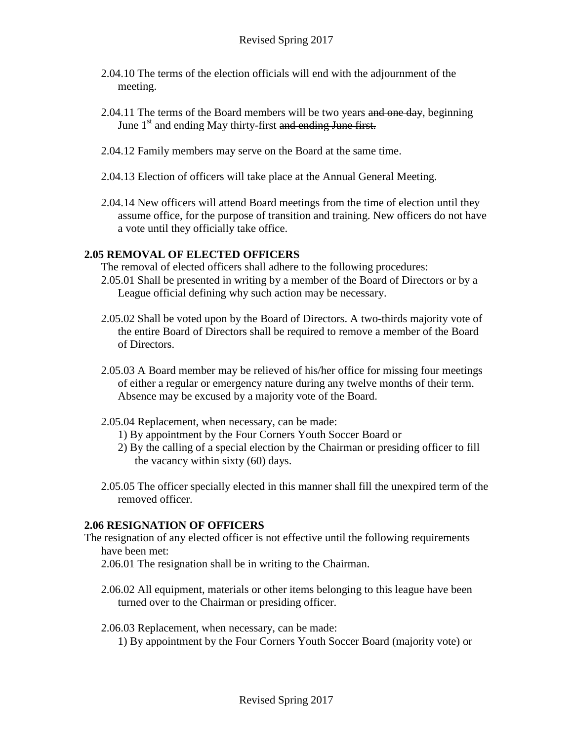2.04.10 The terms of the election officials will end with the adjournment of the meeting.

2.04.11 The terms of the Board members will be two years ~~and one day~~, beginning June 1st and ending May thirty-first ~~and ending June first.~~

2.04.12 Family members may serve on the Board at the same time.

2.04.13 Election of officers will take place at the Annual General Meeting.

2.04.14 New officers will attend Board meetings from the time of election until they assume office, for the purpose of transition and training. New officers do not have a vote until they officially take office.

**2.05 REMOVAL OF ELECTED OFFICERS**

The removal of elected officers shall adhere to the following procedures:

2.05.01 Shall be presented in writing by a member of the Board of Directors or by a League official defining why such action may be necessary.

2.05.02 Shall be voted upon by the Board of Directors. A two-thirds majority vote of the entire Board of Directors shall be required to remove a member of the Board of Directors.

2.05.03 A Board member may be relieved of his/her office for missing four meetings of either a regular or emergency nature during any twelve months of their term. Absence may be excused by a majority vote of the Board.

2.05.04 Replacement, when necessary, can be made:

1) By appointment by the Four Corners Youth Soccer Board or
2) By the calling of a special election by the Chairman or presiding officer to fill the vacancy within sixty (60) days.

2.05.05 The officer specially elected in this manner shall fill the unexpired term of the removed officer.

**2.06 RESIGNATION OF OFFICERS**

The resignation of any elected officer is not effective until the following requirements have been met:

2.06.01 The resignation shall be in writing to the Chairman.

2.06.02 All equipment, materials or other items belonging to this league have been turned over to the Chairman or presiding officer.

2.06.03 Replacement, when necessary, can be made:

1) By appointment by the Four Corners Youth Soccer Board (majority vote) or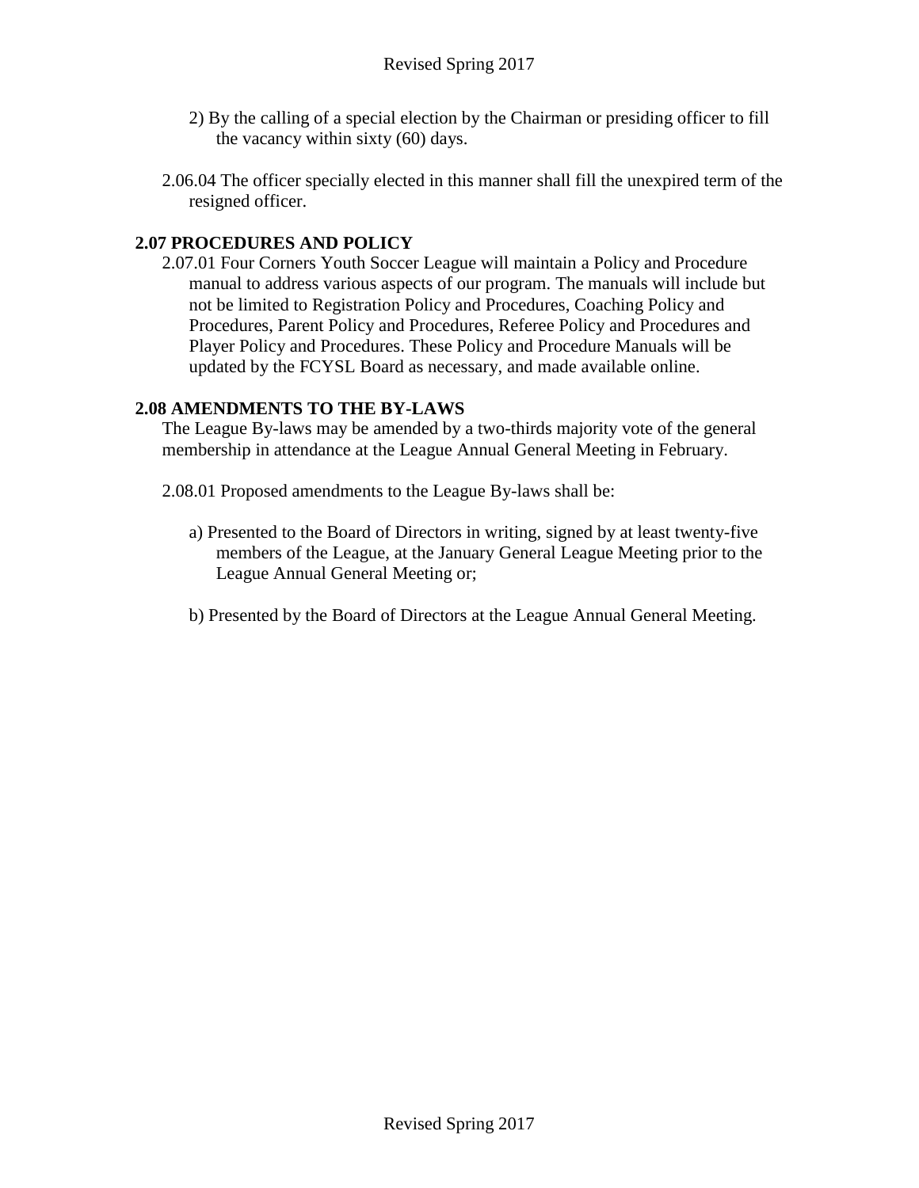2) By the calling of a special election by the Chairman or presiding officer to fill the vacancy within sixty (60) days.

2.06.04 The officer specially elected in this manner shall fill the unexpired term of the resigned officer.

**2.07 PROCEDURES AND POLICY**

2.07.01 Four Corners Youth Soccer League will maintain a Policy and Procedure manual to address various aspects of our program. The manuals will include but not be limited to Registration Policy and Procedures, Coaching Policy and Procedures, Parent Policy and Procedures, Referee Policy and Procedures and Player Policy and Procedures. These Policy and Procedure Manuals will be updated by the FCYSL Board as necessary, and made available online.

**2.08 AMENDMENTS TO THE BY-LAWS**

The League By-laws may be amended by a two-thirds majority vote of the general membership in attendance at the League Annual General Meeting in February.

2.08.01 Proposed amendments to the League By-laws shall be:

a) Presented to the Board of Directors in writing, signed by at least twenty-five members of the League, at the January General League Meeting prior to the League Annual General Meeting or;

b) Presented by the Board of Directors at the League Annual General Meeting.